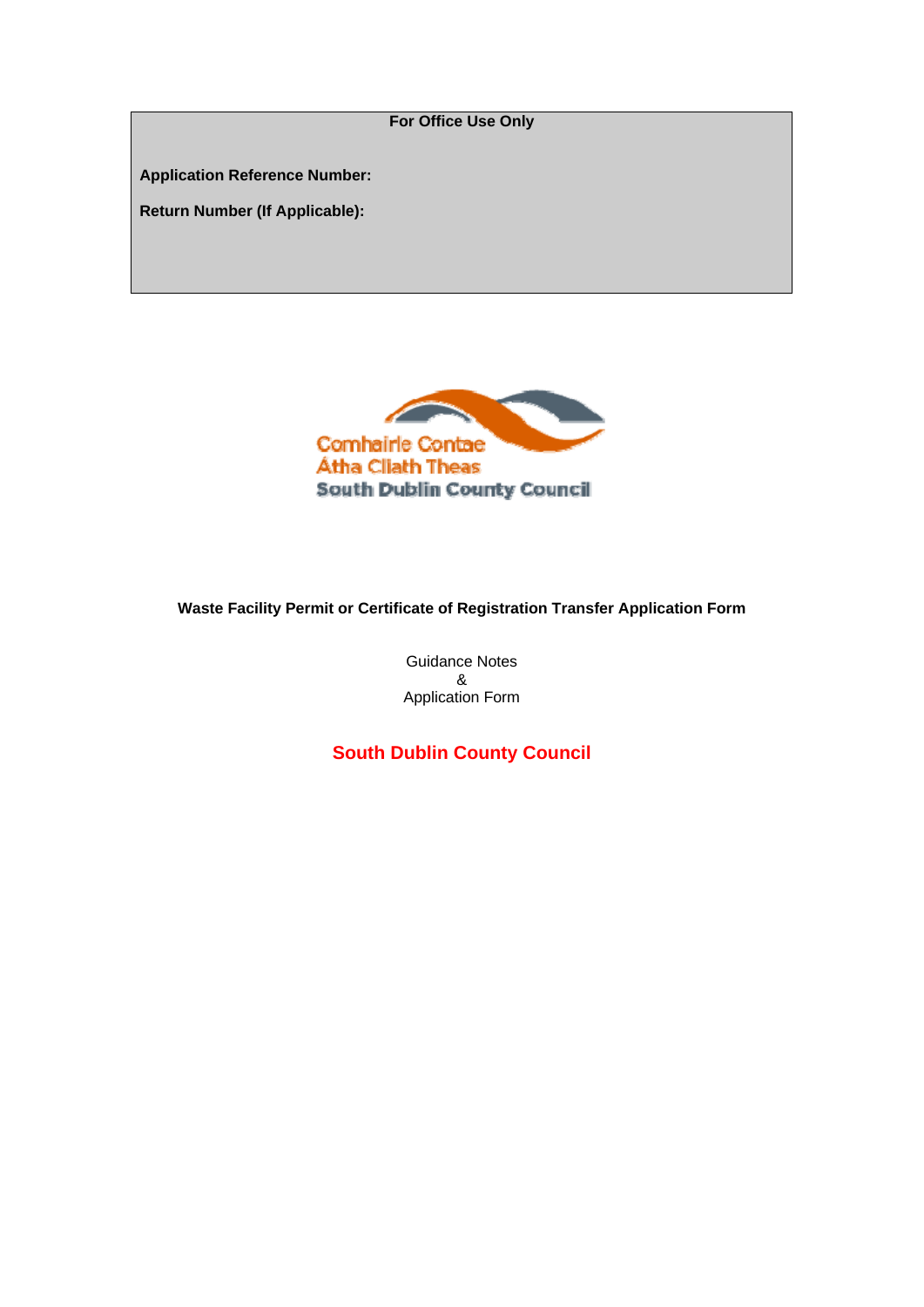| For Office Use Only |
| --- |
| **Application Reference Number:** |
| **Return Number (If Applicable):** |

Comhairle Contae Átha Cliath Theas
South Dublin County Council

**Waste Facility Permit or Certificate of Registration Transfer Application Form**

Guidance Notes
&
Application Form

**South Dublin County Council**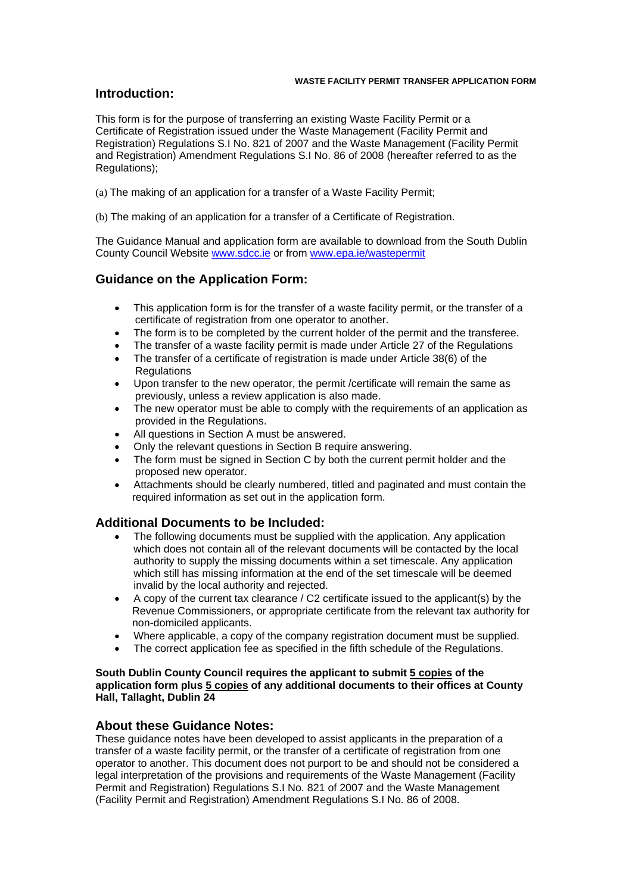**WASTE FACILITY PERMIT TRANSFER APPLICATION FORM**

## Introduction:

This form is for the purpose of transferring an existing Waste Facility Permit or a Certificate of Registration issued under the Waste Management (Facility Permit and Registration) Regulations S.I No. 821 of 2007 and the Waste Management (Facility Permit and Registration) Amendment Regulations S.I No. 86 of 2008 (hereafter referred to as the Regulations);

(a) The making of an application for a transfer of a Waste Facility Permit;

(b) The making of an application for a transfer of a Certificate of Registration.

The Guidance Manual and application form are available to download from the South Dublin County Council Website www.sdcc.ie or from www.epa.ie/wastepermit

## Guidance on the Application Form:

- This application form is for the transfer of a waste facility permit, or the transfer of a certificate of registration from one operator to another.
- The form is to be completed by the current holder of the permit and the transferee.
- The transfer of a waste facility permit is made under Article 27 of the Regulations
- The transfer of a certificate of registration is made under Article 38(6) of the Regulations
- Upon transfer to the new operator, the permit /certificate will remain the same as previously, unless a review application is also made.
- The new operator must be able to comply with the requirements of an application as provided in the Regulations.
- All questions in Section A must be answered.
- Only the relevant questions in Section B require answering.
- The form must be signed in Section C by both the current permit holder and the proposed new operator.
- Attachments should be clearly numbered, titled and paginated and must contain the required information as set out in the application form.

## Additional Documents to be Included:

- The following documents must be supplied with the application. Any application which does not contain all of the relevant documents will be contacted by the local authority to supply the missing documents within a set timescale. Any application which still has missing information at the end of the set timescale will be deemed invalid by the local authority and rejected.
- A copy of the current tax clearance / C2 certificate issued to the applicant(s) by the Revenue Commissioners, or appropriate certificate from the relevant tax authority for non-domiciled applicants.
- Where applicable, a copy of the company registration document must be supplied.
- The correct application fee as specified in the fifth schedule of the Regulations.

**South Dublin County Council requires the applicant to submit <u>5 copies</u> of the application form plus <u>5 copies</u> of any additional documents to their offices at County Hall, Tallaght, Dublin 24**

## About these Guidance Notes:

These guidance notes have been developed to assist applicants in the preparation of a transfer of a waste facility permit, or the transfer of a certificate of registration from one operator to another. This document does not purport to be and should not be considered a legal interpretation of the provisions and requirements of the Waste Management (Facility Permit and Registration) Regulations S.I No. 821 of 2007 and the Waste Management (Facility Permit and Registration) Amendment Regulations S.I No. 86 of 2008.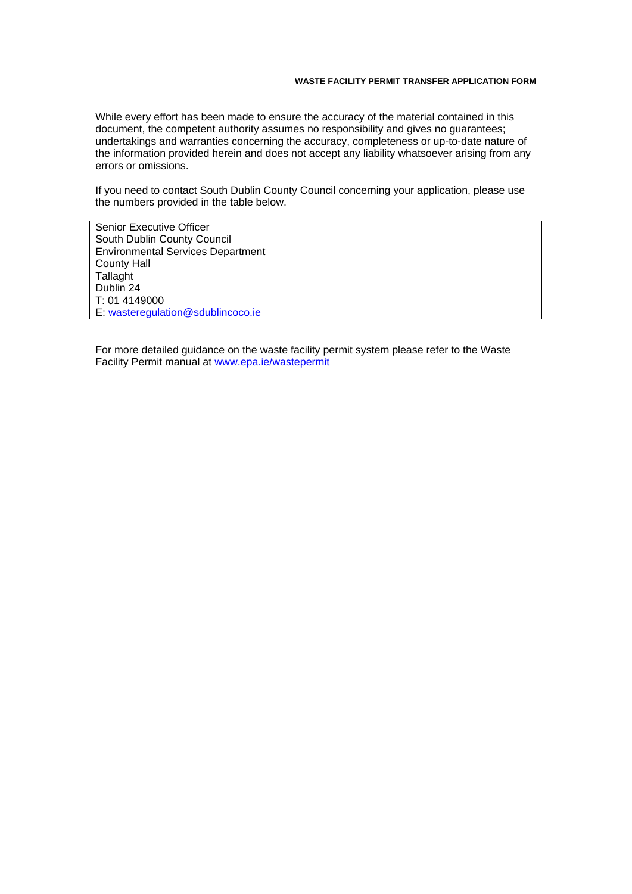While every effort has been made to ensure the accuracy of the material contained in this document, the competent authority assumes no responsibility and gives no guarantees; undertakings and warranties concerning the accuracy, completeness or up-to-date nature of the information provided herein and does not accept any liability whatsoever arising from any errors or omissions.

If you need to contact South Dublin County Council concerning your application, please use the numbers provided in the table below.

| Senior Executive Officer<br>South Dublin County Council<br>Environmental Services Department<br>County Hall<br>Tallaght<br>Dublin 24<br>T: 01 4149000<br>E: wasteregulation@sdublincoco.ie |
|---|

For more detailed guidance on the waste facility permit system please refer to the Waste Facility Permit manual at www.epa.ie/wastepermit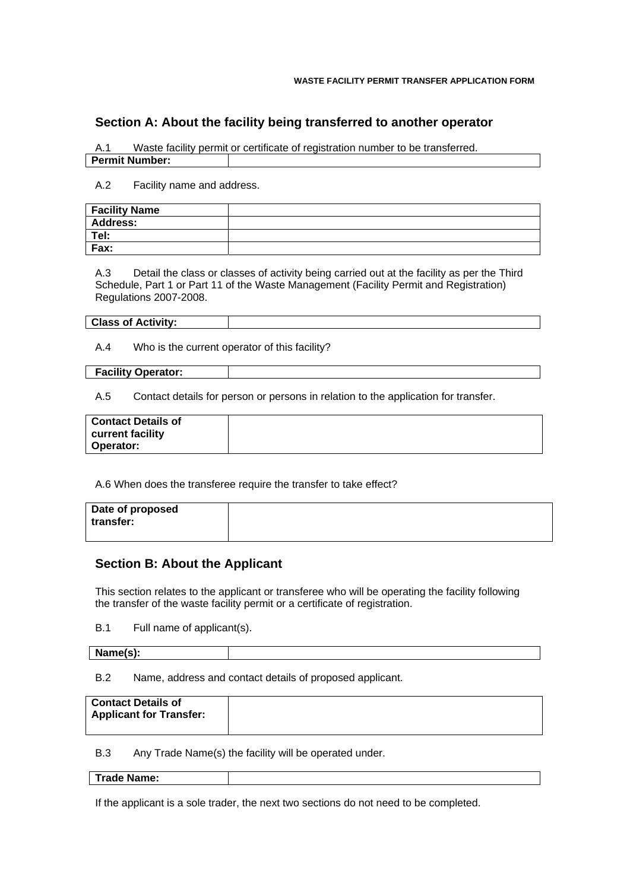## Section A: About the facility being transferred to another operator

A.1 Waste facility permit or certificate of registration number to be transferred.

| **Permit Number:** | |
|---|---|

A.2 Facility name and address.

| **Facility Name** | |
|---|---|
| **Address:** | |
| **Tel:** | |
| **Fax:** | |

A.3 Detail the class or classes of activity being carried out at the facility as per the Third Schedule, Part 1 or Part 11 of the Waste Management (Facility Permit and Registration) Regulations 2007-2008.

| **Class of Activity:** | |
|---|---|

A.4 Who is the current operator of this facility?

| **Facility Operator:** | |
|---|---|

A.5 Contact details for person or persons in relation to the application for transfer.

| **Contact Details of current facility Operator:** | |
|---|---|

A.6 When does the transferee require the transfer to take effect?

| **Date of proposed transfer:** | |
|---|---|

## Section B: About the Applicant

This section relates to the applicant or transferee who will be operating the facility following the transfer of the waste facility permit or a certificate of registration.

B.1 Full name of applicant(s).

| **Name(s):** | |
|---|---|

B.2 Name, address and contact details of proposed applicant.

| **Contact Details of Applicant for Transfer:** | |
|---|---|

B.3 Any Trade Name(s) the facility will be operated under.

| **Trade Name:** | |
|---|---|

If the applicant is a sole trader, the next two sections do not need to be completed.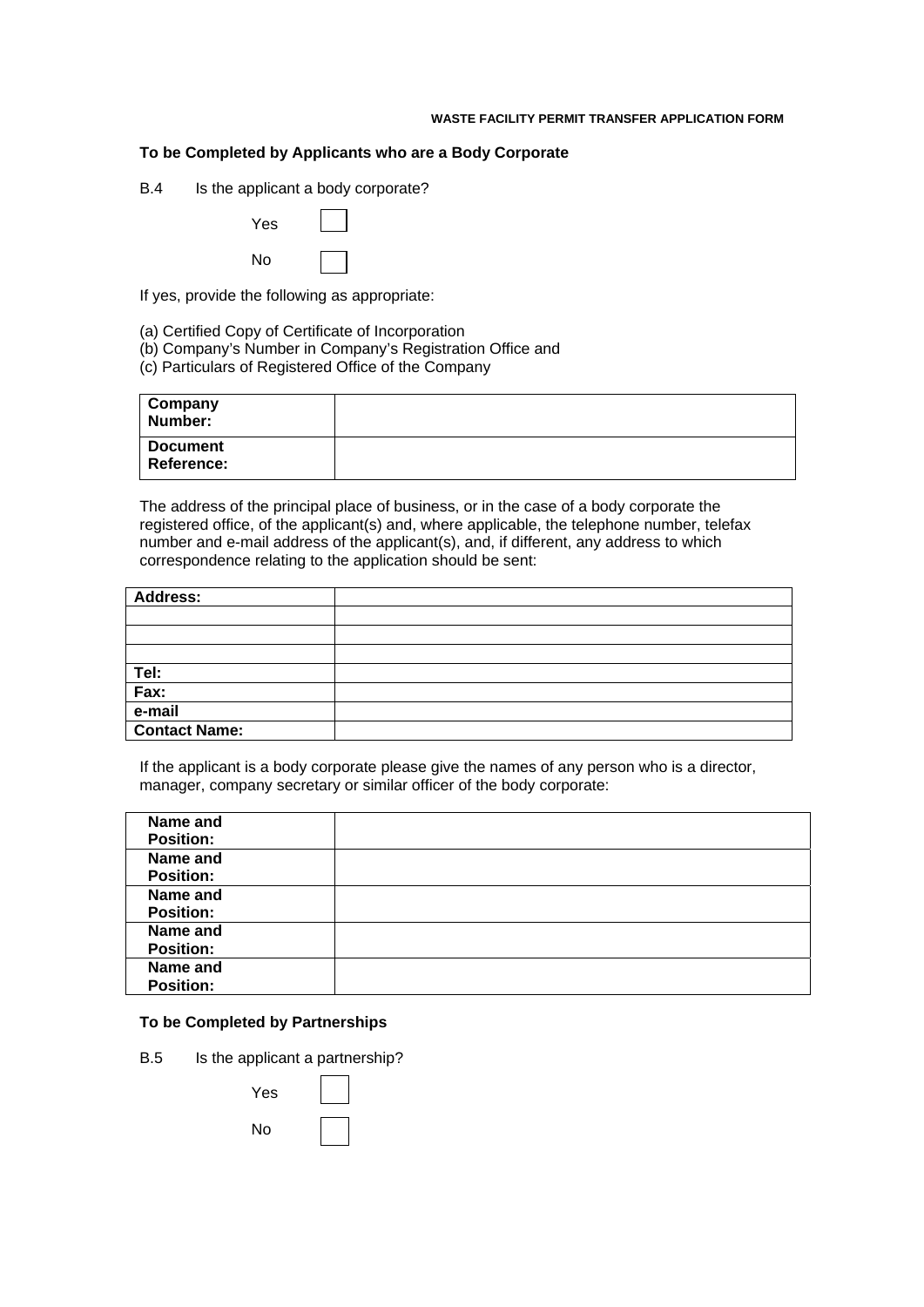**To be Completed by Applicants who are a Body Corporate**

B.4 Is the applicant a body corporate?

Yes ☐

No ☐

If yes, provide the following as appropriate:

(a) Certified Copy of Certificate of Incorporation
(b) Company's Number in Company's Registration Office and
(c) Particulars of Registered Office of the Company

| **Company Number:** | |
|---|---|
| **Document Reference:** | |

The address of the principal place of business, or in the case of a body corporate the registered office, of the applicant(s) and, where applicable, the telephone number, telefax number and e-mail address of the applicant(s), and, if different, any address to which correspondence relating to the application should be sent:

| **Address:** | |
|---|---|
| | |
| | |
| | |
| **Tel:** | |
| **Fax:** | |
| **e-mail** | |
| **Contact Name:** | |

If the applicant is a body corporate please give the names of any person who is a director, manager, company secretary or similar officer of the body corporate:

| **Name and Position:** | |
|---|---|
| **Name and Position:** | |
| **Name and Position:** | |
| **Name and Position:** | |
| **Name and Position:** | |

**To be Completed by Partnerships**

B.5 Is the applicant a partnership?

Yes ☐

No ☐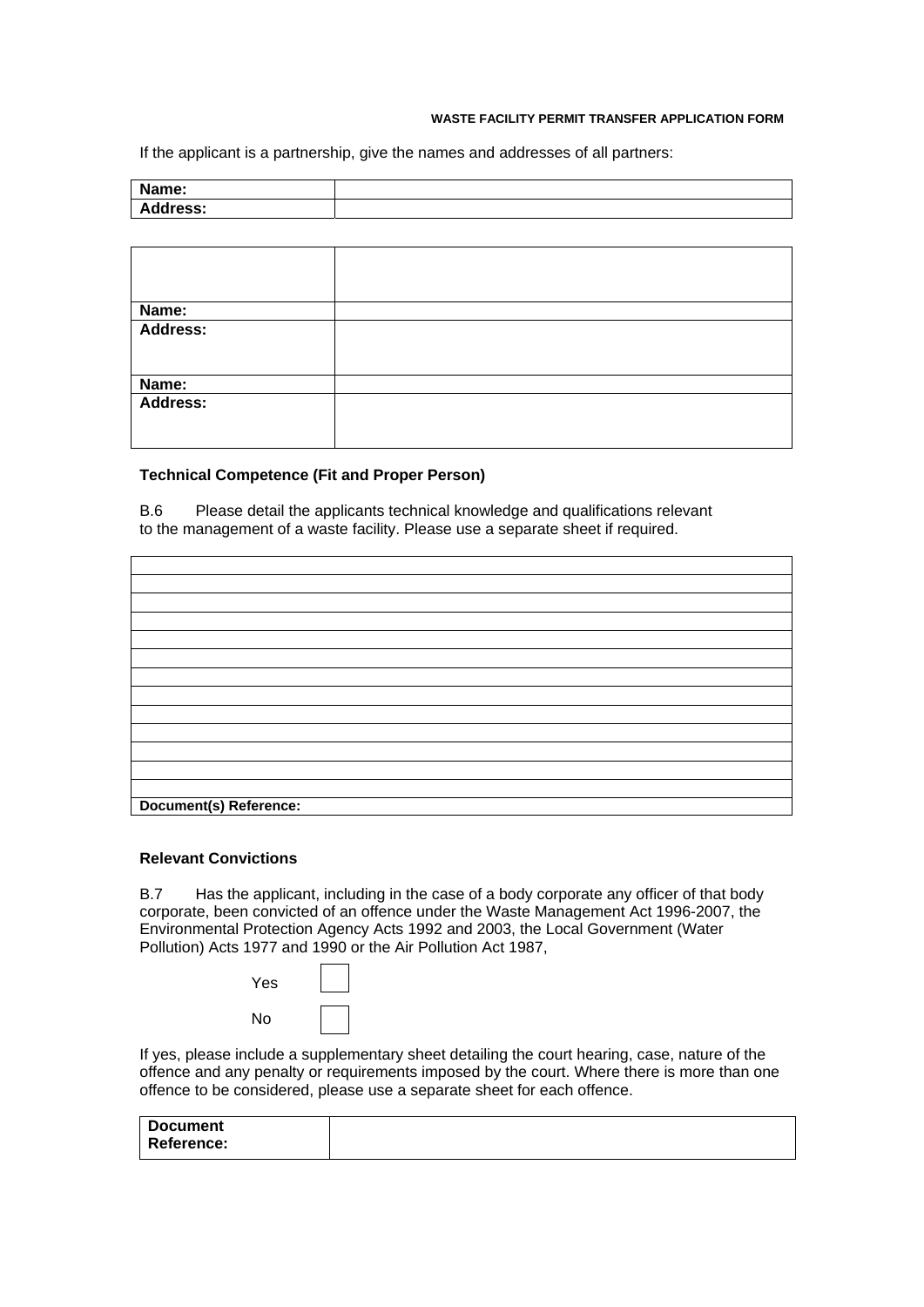If the applicant is a partnership, give the names and addresses of all partners:

| **Name:** | |
|---|---|
| **Address:** | |

| | |
|---|---|
| | |
| **Name:** | |
| **Address:** | |
| **Name:** | |
| **Address:** | |

**Technical Competence (Fit and Proper Person)**

B.6 Please detail the applicants technical knowledge and qualifications relevant to the management of a waste facility. Please use a separate sheet if required.

| |
|---|
| |
| |
| |
| |
| |
| |
| |
| |
| |
| |
| |
| |
| **Document(s) Reference:** |

**Relevant Convictions**

B.7 Has the applicant, including in the case of a body corporate any officer of that body corporate, been convicted of an offence under the Waste Management Act 1996-2007, the Environmental Protection Agency Acts 1992 and 2003, the Local Government (Water Pollution) Acts 1977 and 1990 or the Air Pollution Act 1987,

Yes ☐

No ☐

If yes, please include a supplementary sheet detailing the court hearing, case, nature of the offence and any penalty or requirements imposed by the court. Where there is more than one offence to be considered, please use a separate sheet for each offence.

| **Document Reference:** | |
|---|---|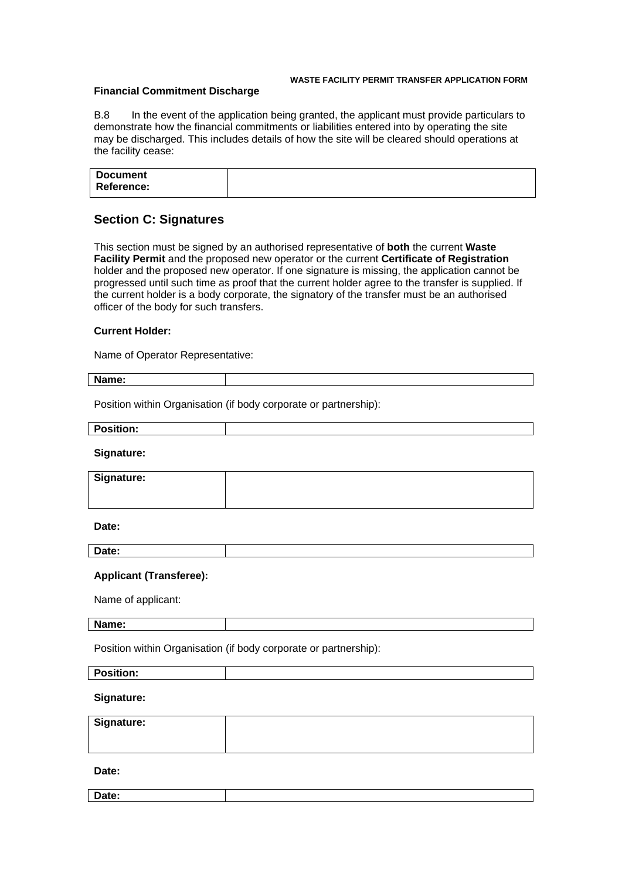### Financial Commitment Discharge

B.8 In the event of the application being granted, the applicant must provide particulars to demonstrate how the financial commitments or liabilities entered into by operating the site may be discharged. This includes details of how the site will be cleared should operations at the facility cease:

| | |
|---|---|
| **Document Reference:** | |

## Section C: Signatures

This section must be signed by an authorised representative of **both** the current **Waste Facility Permit** and the proposed new operator or the current **Certificate of Registration** holder and the proposed new operator. If one signature is missing, the application cannot be progressed until such time as proof that the current holder agree to the transfer is supplied. If the current holder is a body corporate, the signatory of the transfer must be an authorised officer of the body for such transfers.

**Current Holder:**

Name of Operator Representative:

| | |
|---|---|
| **Name:** | |

Position within Organisation (if body corporate or partnership):

| | |
|---|---|
| **Position:** | |

**Signature:**

| | |
|---|---|
| **Signature:** | |

**Date:**

| | |
|---|---|
| **Date:** | |

**Applicant (Transferee):**

Name of applicant:

| | |
|---|---|
| **Name:** | |

Position within Organisation (if body corporate or partnership):

| | |
|---|---|
| **Position:** | |

**Signature:**

| | |
|---|---|
| **Signature:** | |

**Date:**

| | |
|---|---|
| **Date:** | |